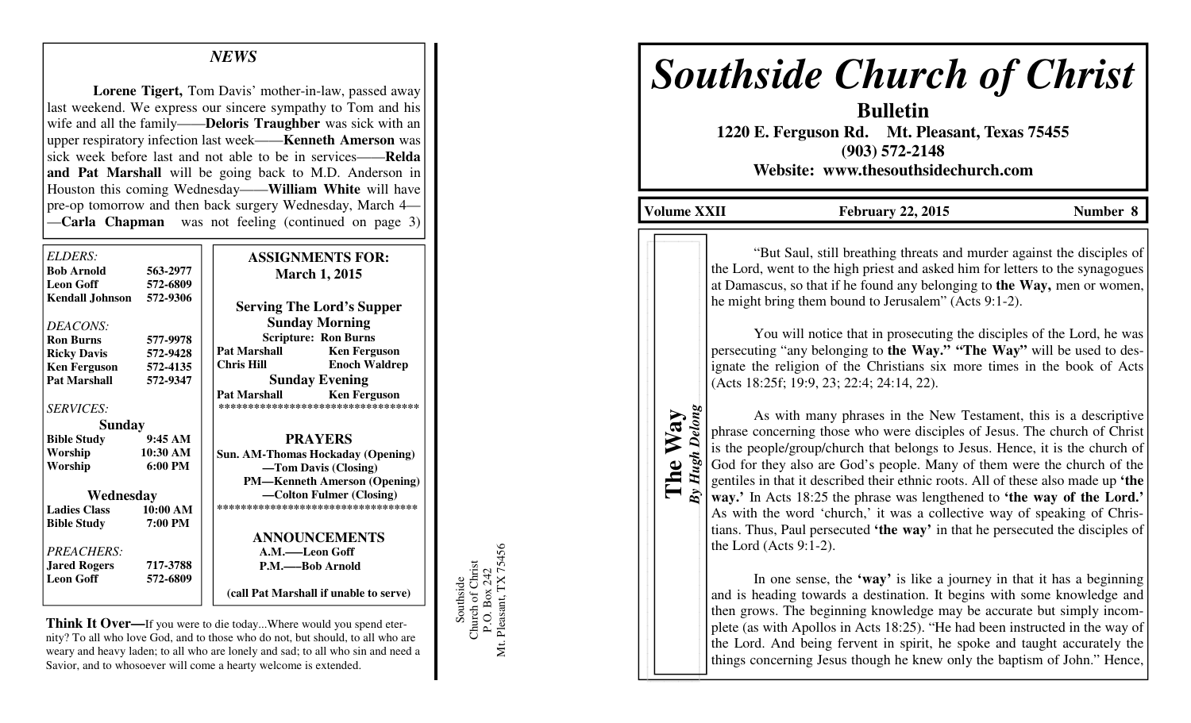# Southside Church of Christ

**Bulletin**

**1220 E. Ferguson Rd. Mt. Pleasant, Texas 75455**

**(903) 572-2148**

**Website: www.thesouthsidechurch.com**

**Volume XXII** | **February 22, 2015** | **Number 8**

## The Way

*By Hugh Delong*

"But Saul, still breathing threats and murder against the disciples of the Lord, went to the high priest and asked him for letters to the synagogues at Damascus, so that if he found any belonging to **the Way,** men or women, he might bring them bound to Jerusalem" (Acts 9:1-2).

You will notice that in prosecuting the disciples of the Lord, he was persecuting "any belonging to **the Way." "The Way"** will be used to designate the religion of the Christians six more times in the book of Acts (Acts 18:25f; 19:9, 23; 22:4; 24:14, 22).

As with many phrases in the New Testament, this is a descriptive phrase concerning those who were disciples of Jesus. The church of Christ is the people/group/church that belongs to Jesus. Hence, it is the church of God for they also are God's people. Many of them were the church of the gentiles in that it described their ethnic roots. All of these also made up **'the way.'** In Acts 18:25 the phrase was lengthened to **'the way of the Lord.'** As with the word 'church,' it was a collective way of speaking of Christians. Thus, Paul persecuted **'the way'** in that he persecuted the disciples of the Lord (Acts 9:1-2).

In one sense, the **'way'** is like a journey in that it has a beginning and is heading towards a destination. It begins with some knowledge and then grows. The beginning knowledge may be accurate but simply incomplete (as with Apollos in Acts 18:25). "He had been instructed in the way of the Lord. And being fervent in spirit, he spoke and taught accurately the things concerning Jesus though he knew only the baptism of John." Hence,

---

## *NEWS*

**Lorene Tigert,** Tom Davis' mother-in-law, passed away last weekend. We express our sincere sympathy to Tom and his wife and all the family——**Deloris Traughber** was sick with an upper respiratory infection last week——**Kenneth Amerson** was sick week before last and not able to be in services——**Relda and Pat Marshall** will be going back to M.D. Anderson in Houston this coming Wednesday——**William White** will have pre-op tomorrow and then back surgery Wednesday, March 4——**Carla Chapman** was not feeling (continued on page 3)

*ELDERS:*

| | |
|---|---|
| **Bob Arnold** | **563-2977** |
| **Leon Goff** | **572-6809** |
| **Kendall Johnson** | **572-9306** |

*DEACONS:*

| | |
|---|---|
| **Ron Burns** | **577-9978** |
| **Ricky Davis** | **572-9428** |
| **Ken Ferguson** | **572-4135** |
| **Pat Marshall** | **572-9347** |

*SERVICES:*

**Sunday**

| | |
|---|---|
| **Bible Study** | **9:45 AM** |
| **Worship** | **10:30 AM** |
| **Worship** | **6:00 PM** |

**Wednesday**

| | |
|---|---|
| **Ladies Class** | **10:00 AM** |
| **Bible Study** | **7:00 PM** |

*PREACHERS:*

| | |
|---|---|
| **Jared Rogers** | **717-3788** |
| **Leon Goff** | **572-6809** |

**ASSIGNMENTS FOR: March 1, 2015**

**Serving The Lord's Supper**

**Sunday Morning**

**Scripture: Ron Burns**

| | |
|---|---|
| **Pat Marshall** | **Ken Ferguson** |
| **Chris Hill** | **Enoch Waldrep** |

**Sunday Evening**

| | |
|---|---|
| **Pat Marshall** | **Ken Ferguson** |

**PRAYERS**

**Sun. AM-Thomas Hockaday (Opening)**
**—Tom Davis (Closing)**
**PM—Kenneth Amerson (Opening)**
**—Colton Fulmer (Closing)**

**ANNOUNCEMENTS**

**A.M.—Leon Goff**
**P.M.—Bob Arnold**

**(call Pat Marshall if unable to serve)**

**Think It Over—**If you were to die today...Where would you spend eternity? To all who love God, and to those who do not, but should, to all who are weary and heavy laden; to all who are lonely and sad; to all who sin and need a Savior, and to whosoever will come a hearty welcome is extended.

Southside
Church of Christ
P.O. Box 242
Mt. Pleasant, TX 75456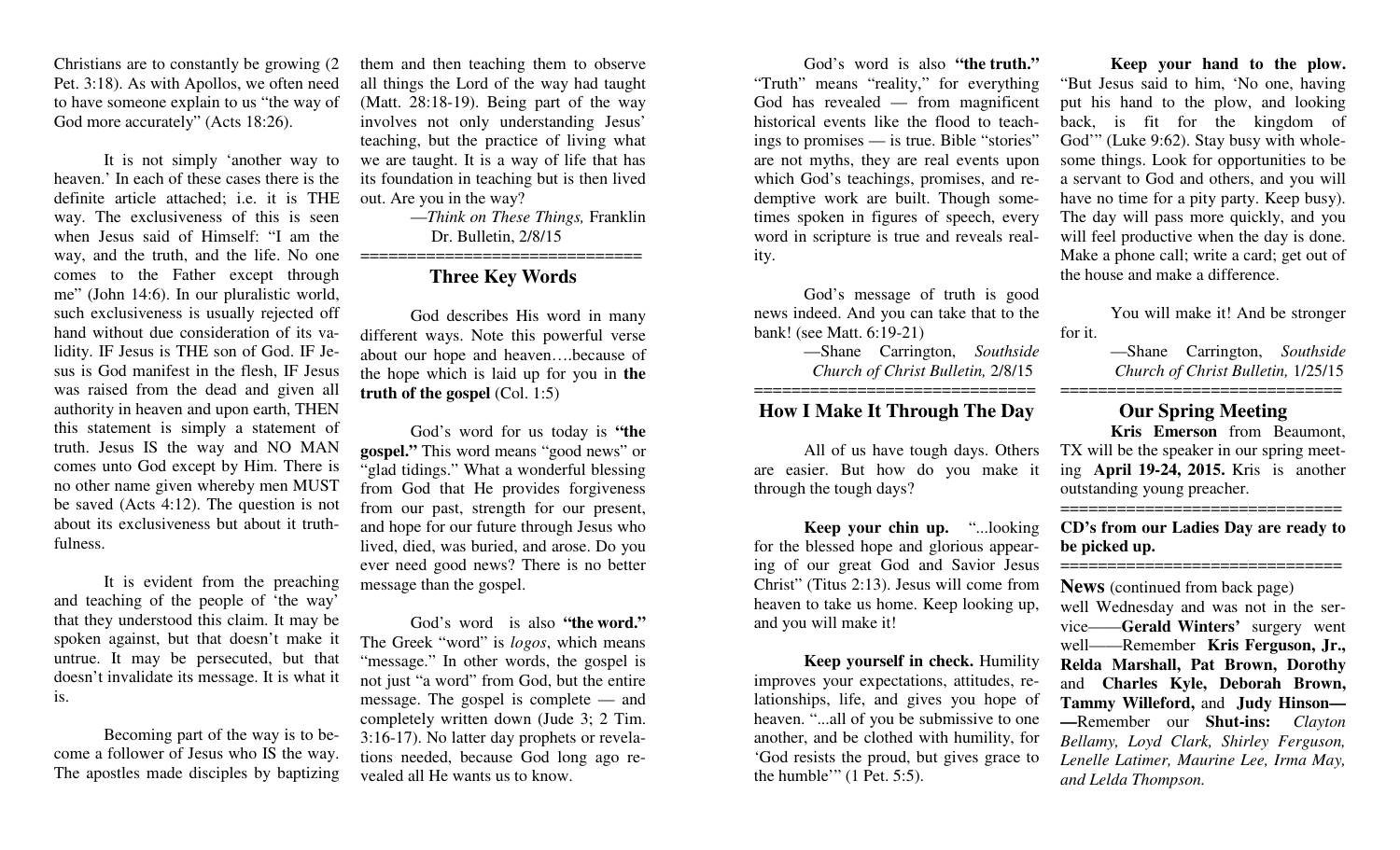Christians are to constantly be growing (2 Pet. 3:18). As with Apollos, we often need to have someone explain to us "the way of God more accurately" (Acts 18:26).

It is not simply 'another way to heaven.' In each of these cases there is the definite article attached; i.e. it is THE way. The exclusiveness of this is seen when Jesus said of Himself: "I am the way, and the truth, and the life. No one comes to the Father except through me" (John 14:6). In our pluralistic world, such exclusiveness is usually rejected off hand without due consideration of its validity. IF Jesus is THE son of God. IF Jesus is God manifest in the flesh, IF Jesus was raised from the dead and given all authority in heaven and upon earth, THEN this statement is simply a statement of truth. Jesus IS the way and NO MAN comes unto God except by Him. There is no other name given whereby men MUST be saved (Acts 4:12). The question is not about its exclusiveness but about it truthfulness.

It is evident from the preaching and teaching of the people of 'the way' that they understood this claim. It may be spoken against, but that doesn't make it untrue. It may be persecuted, but that doesn't invalidate its message. It is what it is.

Becoming part of the way is to become a follower of Jesus who IS the way. The apostles made disciples by baptizing them and then teaching them to observe all things the Lord of the way had taught (Matt. 28:18-19). Being part of the way involves not only understanding Jesus' teaching, but the practice of living what we are taught. It is a way of life that has its foundation in teaching but is then lived out. Are you in the way?

—*Think on These Things,* Franklin Dr. Bulletin, 2/8/15

==============================

## Three Key Words

God describes His word in many different ways. Note this powerful verse about our hope and heaven….because of the hope which is laid up for you in **the truth of the gospel** (Col. 1:5)

God's word for us today is **"the gospel."** This word means "good news" or "glad tidings." What a wonderful blessing from God that He provides forgiveness from our past, strength for our present, and hope for our future through Jesus who lived, died, was buried, and arose. Do you ever need good news? There is no better message than the gospel.

God's word is also **"the word."** The Greek "word" is *logos*, which means "message." In other words, the gospel is not just "a word" from God, but the entire message. The gospel is complete — and completely written down (Jude 3; 2 Tim. 3:16-17). No latter day prophets or revelations needed, because God long ago revealed all He wants us to know.

God's word is also **"the truth."** "Truth" means "reality," for everything God has revealed — from magnificent historical events like the flood to teachings to promises — is true. Bible "stories" are not myths, they are real events upon which God's teachings, promises, and redemptive work are built. Though sometimes spoken in figures of speech, every word in scripture is true and reveals reality.

God's message of truth is good news indeed. And you can take that to the bank! (see Matt. 6:19-21)

—Shane Carrington, *Southside Church of Christ Bulletin,* 2/8/15

==============================

## How I Make It Through The Day

All of us have tough days. Others are easier. But how do you make it through the tough days?

**Keep your chin up.** "...looking for the blessed hope and glorious appearing of our great God and Savior Jesus Christ" (Titus 2:13). Jesus will come from heaven to take us home. Keep looking up, and you will make it!

**Keep yourself in check.** Humility improves your expectations, attitudes, relationships, life, and gives you hope of heaven. "...all of you be submissive to one another, and be clothed with humility, for 'God resists the proud, but gives grace to the humble'" (1 Pet. 5:5).

**Keep your hand to the plow.** "But Jesus said to him, 'No one, having put his hand to the plow, and looking back, is fit for the kingdom of God'" (Luke 9:62). Stay busy with wholesome things. Look for opportunities to be a servant to God and others, and you will have no time for a pity party. Keep busy). The day will pass more quickly, and you will feel productive when the day is done. Make a phone call; write a card; get out of the house and make a difference.

You will make it! And be stronger for it.

—Shane Carrington, *Southside Church of Christ Bulletin,* 1/25/15

==============================

## Our Spring Meeting

**Kris Emerson** from Beaumont, TX will be the speaker in our spring meeting **April 19-24, 2015.** Kris is another outstanding young preacher.

==============================

**CD's from our Ladies Day are ready to be picked up.**

==============================

**News** (continued from back page)

well Wednesday and was not in the service——**Gerald Winters'** surgery went well——Remember **Kris Ferguson, Jr., Relda Marshall, Pat Brown, Dorothy** and **Charles Kyle, Deborah Brown, Tammy Willeford,** and **Judy Hinson——**Remember our **Shut-ins:** *Clayton Bellamy, Loyd Clark, Shirley Ferguson, Lenelle Latimer, Maurine Lee, Irma May, and Lelda Thompson.*